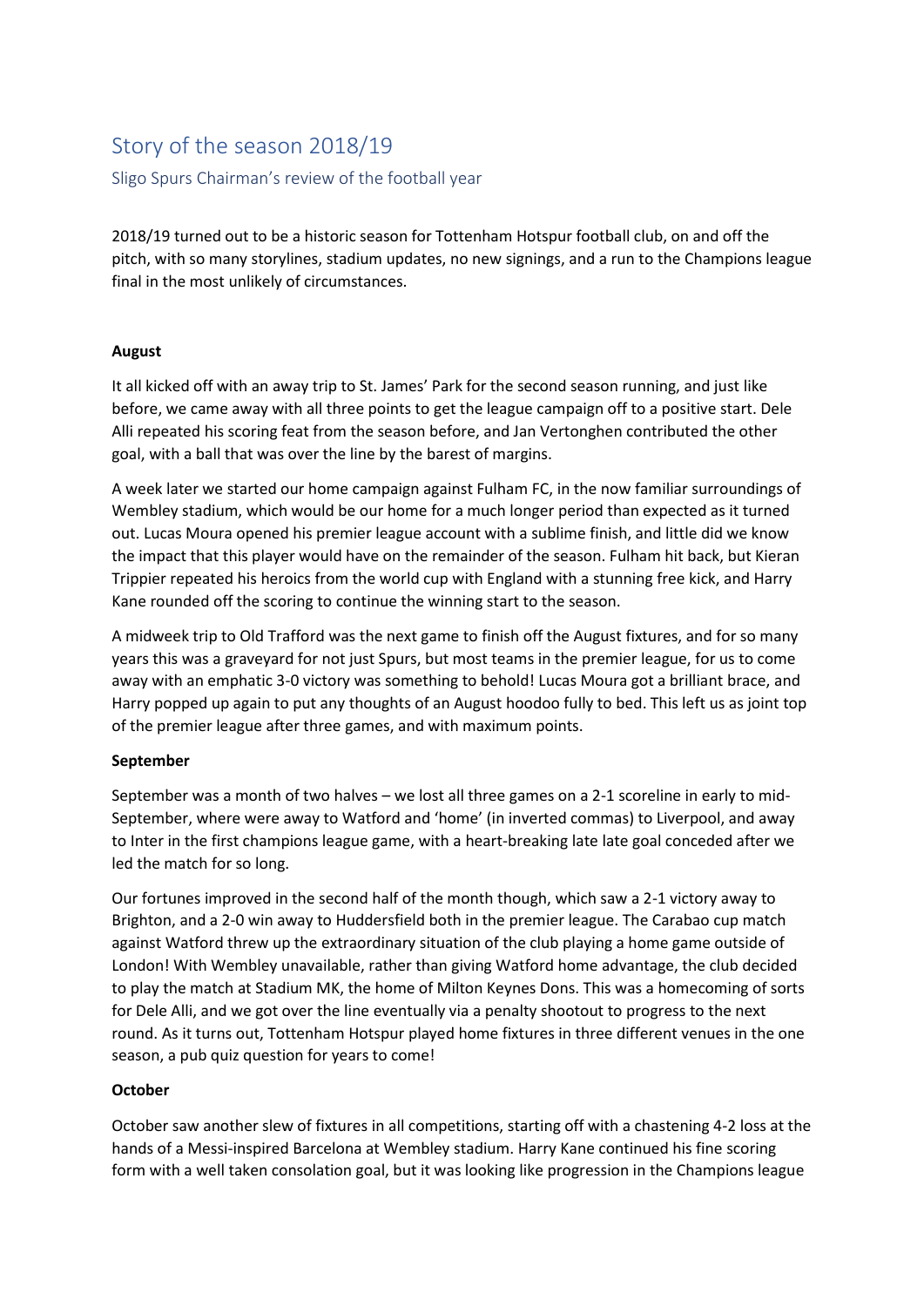# Story of the season 2018/19

## Sligo Spurs Chairman's review of the football year

2018/19 turned out to be a historic season for Tottenham Hotspur football club, on and off the pitch, with so many storylines, stadium updates, no new signings, and a run to the Champions league final in the most unlikely of circumstances.

**August**

It all kicked off with an away trip to St. James' Park for the second season running, and just like before, we came away with all three points to get the league campaign off to a positive start. Dele Alli repeated his scoring feat from the season before, and Jan Vertonghen contributed the other goal, with a ball that was over the line by the barest of margins.

A week later we started our home campaign against Fulham FC, in the now familiar surroundings of Wembley stadium, which would be our home for a much longer period than expected as it turned out. Lucas Moura opened his premier league account with a sublime finish, and little did we know the impact that this player would have on the remainder of the season. Fulham hit back, but Kieran Trippier repeated his heroics from the world cup with England with a stunning free kick, and Harry Kane rounded off the scoring to continue the winning start to the season.

A midweek trip to Old Trafford was the next game to finish off the August fixtures, and for so many years this was a graveyard for not just Spurs, but most teams in the premier league, for us to come away with an emphatic 3-0 victory was something to behold! Lucas Moura got a brilliant brace, and Harry popped up again to put any thoughts of an August hoodoo fully to bed. This left us as joint top of the premier league after three games, and with maximum points.

**September**

September was a month of two halves – we lost all three games on a 2-1 scoreline in early to mid-September, where were away to Watford and 'home' (in inverted commas) to Liverpool, and away to Inter in the first champions league game, with a heart-breaking late late goal conceded after we led the match for so long.

Our fortunes improved in the second half of the month though, which saw a 2-1 victory away to Brighton, and a 2-0 win away to Huddersfield both in the premier league. The Carabao cup match against Watford threw up the extraordinary situation of the club playing a home game outside of London! With Wembley unavailable, rather than giving Watford home advantage, the club decided to play the match at Stadium MK, the home of Milton Keynes Dons. This was a homecoming of sorts for Dele Alli, and we got over the line eventually via a penalty shootout to progress to the next round. As it turns out, Tottenham Hotspur played home fixtures in three different venues in the one season, a pub quiz question for years to come!

**October**

October saw another slew of fixtures in all competitions, starting off with a chastening 4-2 loss at the hands of a Messi-inspired Barcelona at Wembley stadium. Harry Kane continued his fine scoring form with a well taken consolation goal, but it was looking like progression in the Champions league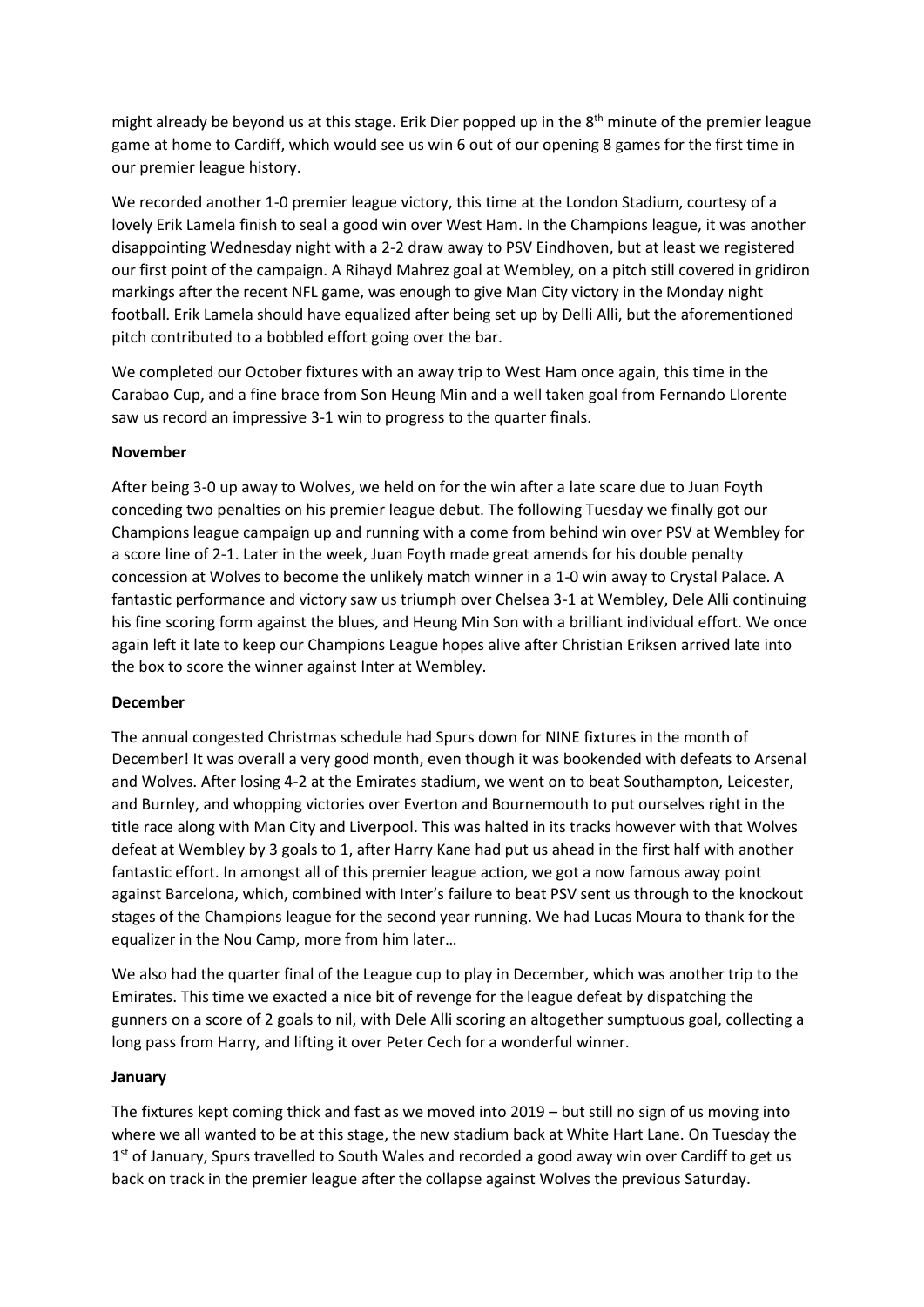might already be beyond us at this stage. Erik Dier popped up in the 8th minute of the premier league game at home to Cardiff, which would see us win 6 out of our opening 8 games for the first time in our premier league history.

We recorded another 1-0 premier league victory, this time at the London Stadium, courtesy of a lovely Erik Lamela finish to seal a good win over West Ham. In the Champions league, it was another disappointing Wednesday night with a 2-2 draw away to PSV Eindhoven, but at least we registered our first point of the campaign. A Rihayd Mahrez goal at Wembley, on a pitch still covered in gridiron markings after the recent NFL game, was enough to give Man City victory in the Monday night football. Erik Lamela should have equalized after being set up by Delli Alli, but the aforementioned pitch contributed to a bobbled effort going over the bar.

We completed our October fixtures with an away trip to West Ham once again, this time in the Carabao Cup, and a fine brace from Son Heung Min and a well taken goal from Fernando Llorente saw us record an impressive 3-1 win to progress to the quarter finals.

**November**

After being 3-0 up away to Wolves, we held on for the win after a late scare due to Juan Foyth conceding two penalties on his premier league debut. The following Tuesday we finally got our Champions league campaign up and running with a come from behind win over PSV at Wembley for a score line of 2-1. Later in the week, Juan Foyth made great amends for his double penalty concession at Wolves to become the unlikely match winner in a 1-0 win away to Crystal Palace. A fantastic performance and victory saw us triumph over Chelsea 3-1 at Wembley, Dele Alli continuing his fine scoring form against the blues, and Heung Min Son with a brilliant individual effort. We once again left it late to keep our Champions League hopes alive after Christian Eriksen arrived late into the box to score the winner against Inter at Wembley.

**December**

The annual congested Christmas schedule had Spurs down for NINE fixtures in the month of December! It was overall a very good month, even though it was bookended with defeats to Arsenal and Wolves. After losing 4-2 at the Emirates stadium, we went on to beat Southampton, Leicester, and Burnley, and whopping victories over Everton and Bournemouth to put ourselves right in the title race along with Man City and Liverpool. This was halted in its tracks however with that Wolves defeat at Wembley by 3 goals to 1, after Harry Kane had put us ahead in the first half with another fantastic effort. In amongst all of this premier league action, we got a now famous away point against Barcelona, which, combined with Inter's failure to beat PSV sent us through to the knockout stages of the Champions league for the second year running. We had Lucas Moura to thank for the equalizer in the Nou Camp, more from him later…

We also had the quarter final of the League cup to play in December, which was another trip to the Emirates. This time we exacted a nice bit of revenge for the league defeat by dispatching the gunners on a score of 2 goals to nil, with Dele Alli scoring an altogether sumptuous goal, collecting a long pass from Harry, and lifting it over Peter Cech for a wonderful winner.

**January**

The fixtures kept coming thick and fast as we moved into 2019 – but still no sign of us moving into where we all wanted to be at this stage, the new stadium back at White Hart Lane. On Tuesday the 1st of January, Spurs travelled to South Wales and recorded a good away win over Cardiff to get us back on track in the premier league after the collapse against Wolves the previous Saturday.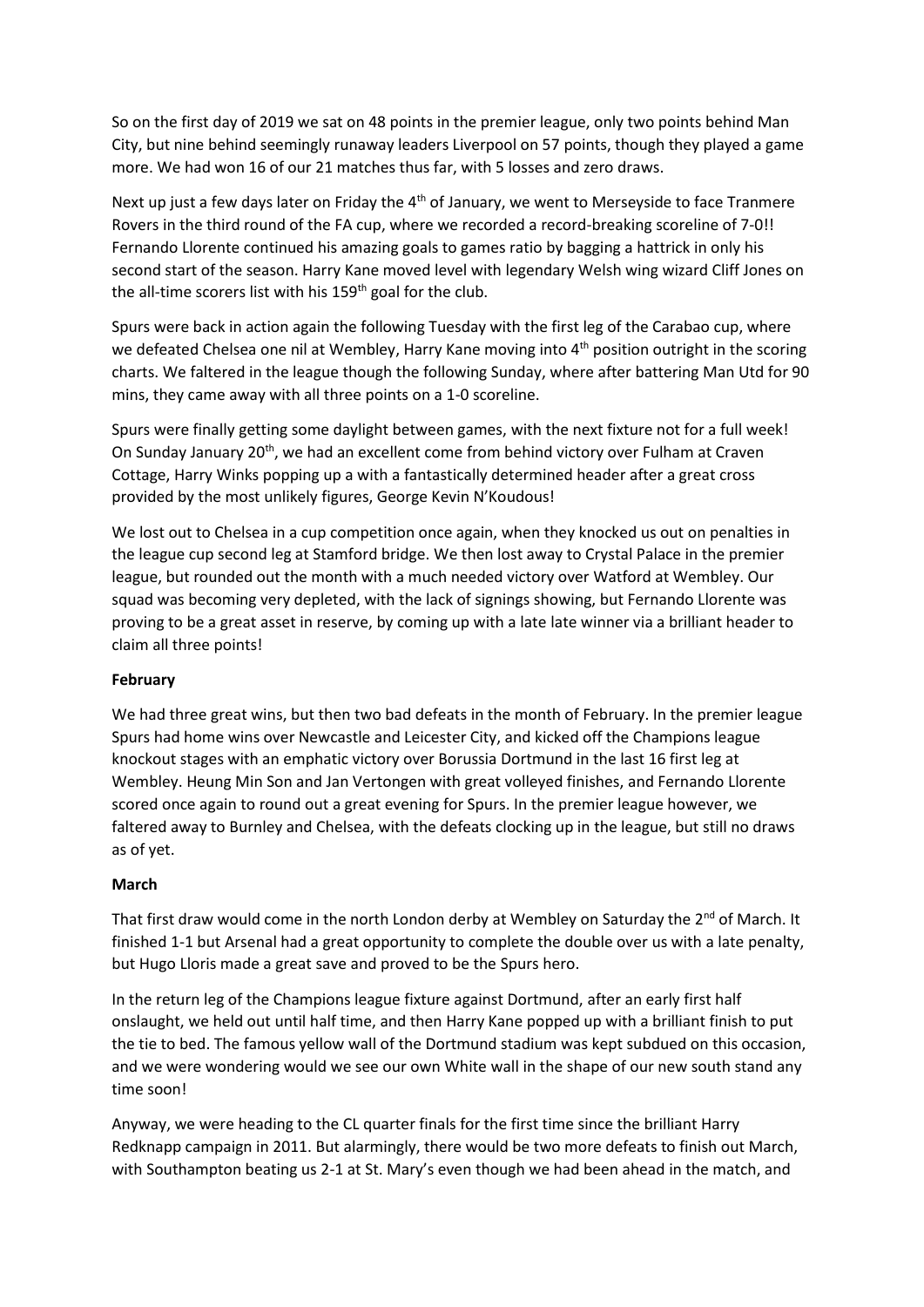So on the first day of 2019 we sat on 48 points in the premier league, only two points behind Man City, but nine behind seemingly runaway leaders Liverpool on 57 points, though they played a game more. We had won 16 of our 21 matches thus far, with 5 losses and zero draws.

Next up just a few days later on Friday the 4th of January, we went to Merseyside to face Tranmere Rovers in the third round of the FA cup, where we recorded a record-breaking scoreline of 7-0!! Fernando Llorente continued his amazing goals to games ratio by bagging a hattrick in only his second start of the season. Harry Kane moved level with legendary Welsh wing wizard Cliff Jones on the all-time scorers list with his 159th goal for the club.

Spurs were back in action again the following Tuesday with the first leg of the Carabao cup, where we defeated Chelsea one nil at Wembley, Harry Kane moving into 4th position outright in the scoring charts. We faltered in the league though the following Sunday, where after battering Man Utd for 90 mins, they came away with all three points on a 1-0 scoreline.

Spurs were finally getting some daylight between games, with the next fixture not for a full week! On Sunday January 20th, we had an excellent come from behind victory over Fulham at Craven Cottage, Harry Winks popping up a with a fantastically determined header after a great cross provided by the most unlikely figures, George Kevin N'Koudous!

We lost out to Chelsea in a cup competition once again, when they knocked us out on penalties in the league cup second leg at Stamford bridge. We then lost away to Crystal Palace in the premier league, but rounded out the month with a much needed victory over Watford at Wembley. Our squad was becoming very depleted, with the lack of signings showing, but Fernando Llorente was proving to be a great asset in reserve, by coming up with a late late winner via a brilliant header to claim all three points!

**February**

We had three great wins, but then two bad defeats in the month of February. In the premier league Spurs had home wins over Newcastle and Leicester City, and kicked off the Champions league knockout stages with an emphatic victory over Borussia Dortmund in the last 16 first leg at Wembley. Heung Min Son and Jan Vertongen with great volleyed finishes, and Fernando Llorente scored once again to round out a great evening for Spurs. In the premier league however, we faltered away to Burnley and Chelsea, with the defeats clocking up in the league, but still no draws as of yet.

**March**

That first draw would come in the north London derby at Wembley on Saturday the 2nd of March. It finished 1-1 but Arsenal had a great opportunity to complete the double over us with a late penalty, but Hugo Lloris made a great save and proved to be the Spurs hero.

In the return leg of the Champions league fixture against Dortmund, after an early first half onslaught, we held out until half time, and then Harry Kane popped up with a brilliant finish to put the tie to bed. The famous yellow wall of the Dortmund stadium was kept subdued on this occasion, and we were wondering would we see our own White wall in the shape of our new south stand any time soon!

Anyway, we were heading to the CL quarter finals for the first time since the brilliant Harry Redknapp campaign in 2011. But alarmingly, there would be two more defeats to finish out March, with Southampton beating us 2-1 at St. Mary's even though we had been ahead in the match, and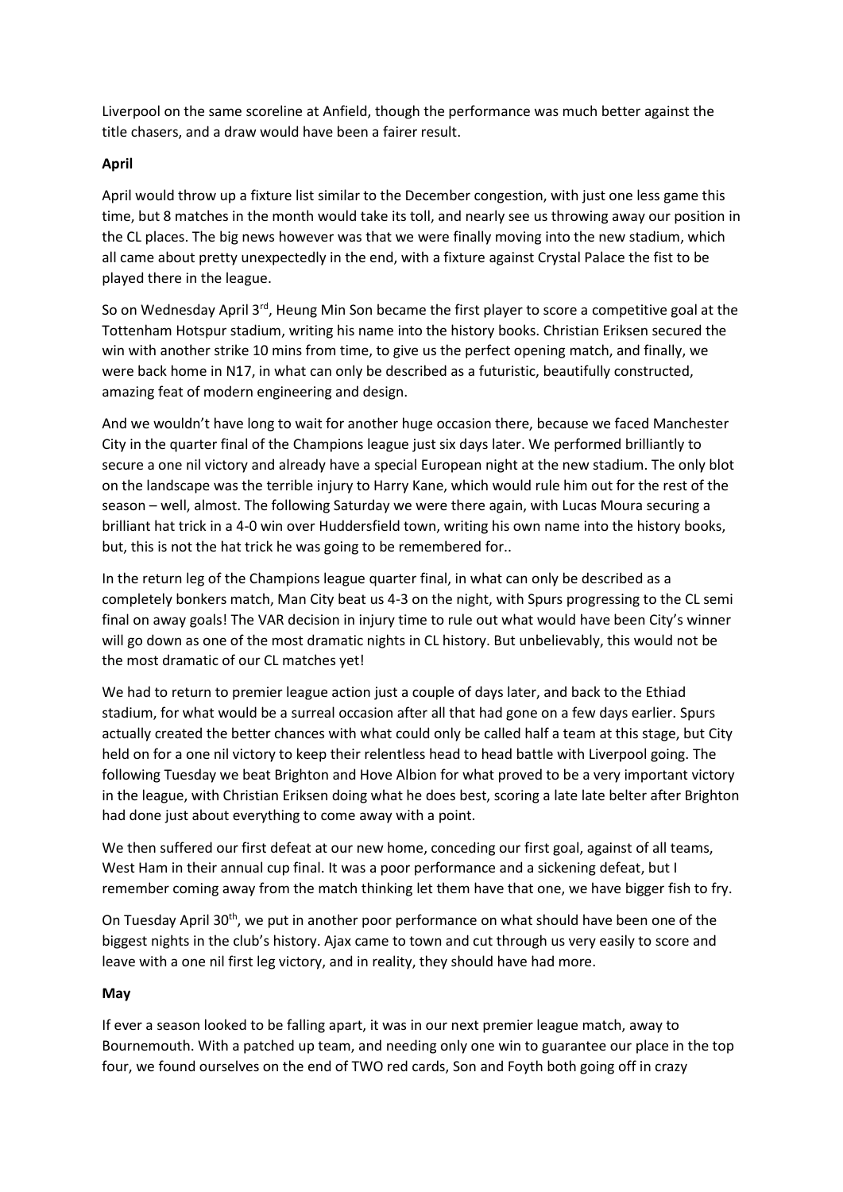Liverpool on the same scoreline at Anfield, though the performance was much better against the title chasers, and a draw would have been a fairer result.

**April**

April would throw up a fixture list similar to the December congestion, with just one less game this time, but 8 matches in the month would take its toll, and nearly see us throwing away our position in the CL places. The big news however was that we were finally moving into the new stadium, which all came about pretty unexpectedly in the end, with a fixture against Crystal Palace the fist to be played there in the league.

So on Wednesday April 3rd, Heung Min Son became the first player to score a competitive goal at the Tottenham Hotspur stadium, writing his name into the history books. Christian Eriksen secured the win with another strike 10 mins from time, to give us the perfect opening match, and finally, we were back home in N17, in what can only be described as a futuristic, beautifully constructed, amazing feat of modern engineering and design.

And we wouldn't have long to wait for another huge occasion there, because we faced Manchester City in the quarter final of the Champions league just six days later. We performed brilliantly to secure a one nil victory and already have a special European night at the new stadium. The only blot on the landscape was the terrible injury to Harry Kane, which would rule him out for the rest of the season – well, almost. The following Saturday we were there again, with Lucas Moura securing a brilliant hat trick in a 4-0 win over Huddersfield town, writing his own name into the history books, but, this is not the hat trick he was going to be remembered for..

In the return leg of the Champions league quarter final, in what can only be described as a completely bonkers match, Man City beat us 4-3 on the night, with Spurs progressing to the CL semi final on away goals! The VAR decision in injury time to rule out what would have been City's winner will go down as one of the most dramatic nights in CL history. But unbelievably, this would not be the most dramatic of our CL matches yet!

We had to return to premier league action just a couple of days later, and back to the Ethiad stadium, for what would be a surreal occasion after all that had gone on a few days earlier. Spurs actually created the better chances with what could only be called half a team at this stage, but City held on for a one nil victory to keep their relentless head to head battle with Liverpool going. The following Tuesday we beat Brighton and Hove Albion for what proved to be a very important victory in the league, with Christian Eriksen doing what he does best, scoring a late late belter after Brighton had done just about everything to come away with a point.

We then suffered our first defeat at our new home, conceding our first goal, against of all teams, West Ham in their annual cup final. It was a poor performance and a sickening defeat, but I remember coming away from the match thinking let them have that one, we have bigger fish to fry.

On Tuesday April 30th, we put in another poor performance on what should have been one of the biggest nights in the club's history. Ajax came to town and cut through us very easily to score and leave with a one nil first leg victory, and in reality, they should have had more.

**May**

If ever a season looked to be falling apart, it was in our next premier league match, away to Bournemouth. With a patched up team, and needing only one win to guarantee our place in the top four, we found ourselves on the end of TWO red cards, Son and Foyth both going off in crazy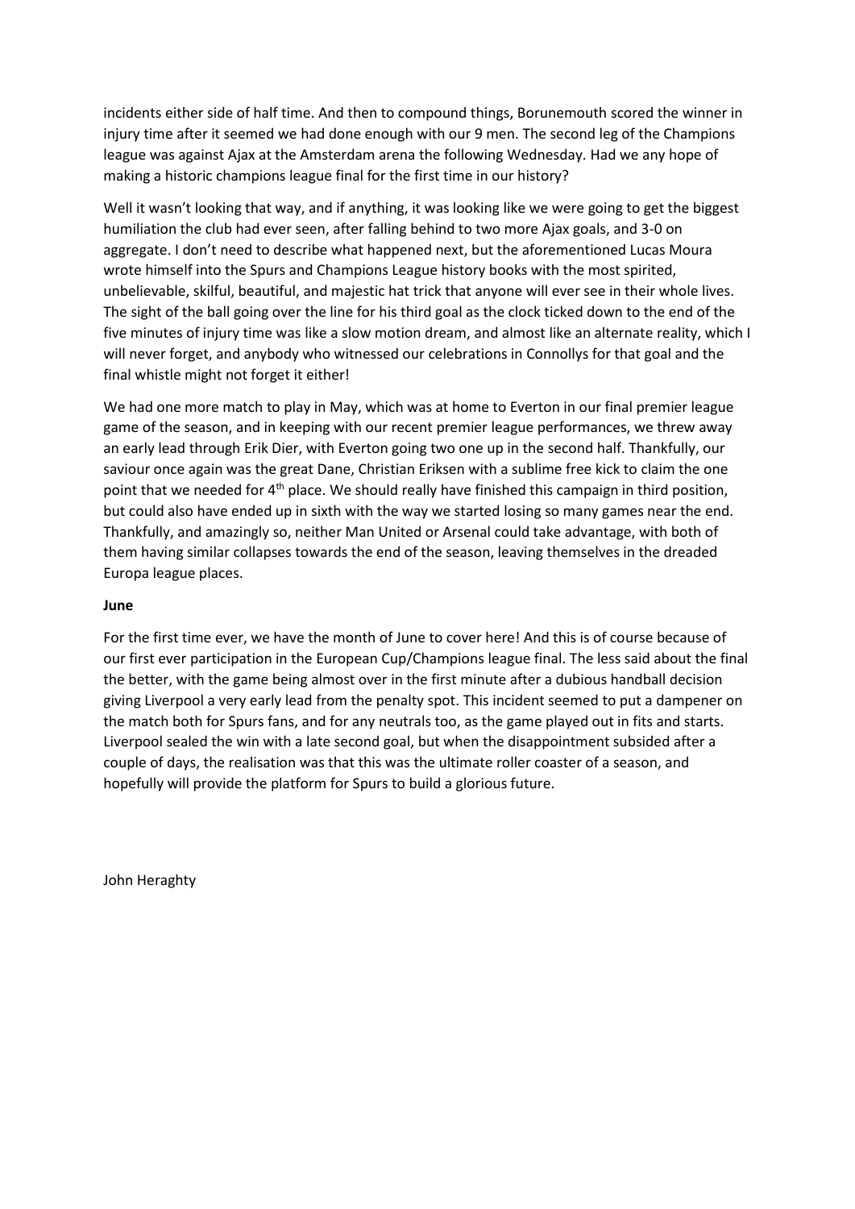incidents either side of half time. And then to compound things, Borunemouth scored the winner in injury time after it seemed we had done enough with our 9 men. The second leg of the Champions league was against Ajax at the Amsterdam arena the following Wednesday. Had we any hope of making a historic champions league final for the first time in our history?

Well it wasn't looking that way, and if anything, it was looking like we were going to get the biggest humiliation the club had ever seen, after falling behind to two more Ajax goals, and 3-0 on aggregate. I don't need to describe what happened next, but the aforementioned Lucas Moura wrote himself into the Spurs and Champions League history books with the most spirited, unbelievable, skilful, beautiful, and majestic hat trick that anyone will ever see in their whole lives. The sight of the ball going over the line for his third goal as the clock ticked down to the end of the five minutes of injury time was like a slow motion dream, and almost like an alternate reality, which I will never forget, and anybody who witnessed our celebrations in Connollys for that goal and the final whistle might not forget it either!

We had one more match to play in May, which was at home to Everton in our final premier league game of the season, and in keeping with our recent premier league performances, we threw away an early lead through Erik Dier, with Everton going two one up in the second half. Thankfully, our saviour once again was the great Dane, Christian Eriksen with a sublime free kick to claim the one point that we needed for 4th place. We should really have finished this campaign in third position, but could also have ended up in sixth with the way we started losing so many games near the end. Thankfully, and amazingly so, neither Man United or Arsenal could take advantage, with both of them having similar collapses towards the end of the season, leaving themselves in the dreaded Europa league places.

**June**

For the first time ever, we have the month of June to cover here! And this is of course because of our first ever participation in the European Cup/Champions league final. The less said about the final the better, with the game being almost over in the first minute after a dubious handball decision giving Liverpool a very early lead from the penalty spot. This incident seemed to put a dampener on the match both for Spurs fans, and for any neutrals too, as the game played out in fits and starts. Liverpool sealed the win with a late second goal, but when the disappointment subsided after a couple of days, the realisation was that this was the ultimate roller coaster of a season, and hopefully will provide the platform for Spurs to build a glorious future.

John Heraghty